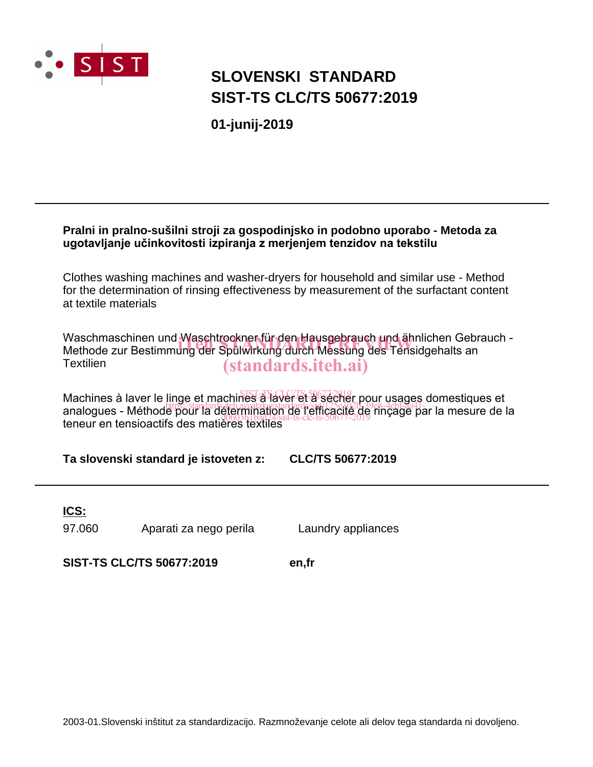# SLOVENSKI STANDARD
# SIST-TS CLC/TS 50677:2019

**01-junij-2019**

---

**Pralni in pralno-sušilni stroji za gospodinjsko in podobno uporabo - Metoda za ugotavljanje učinkovitosti izpiranja z merjenjem tenzidov na tekstilu**

Clothes washing machines and washer-dryers for household and similar use - Method for the determination of rinsing effectiveness by measurement of the surfactant content at textile materials

Waschmaschinen und Waschtrockner für den Hausgebrauch und ähnlichen Gebrauch - Methode zur Bestimmung der Spülwirkung durch Messung des Tensidgehalts an Textilien

Machines à laver le linge et machines à laver et à sécher pour usages domestiques et analogues - Méthode pour la détermination de l'efficacité de rinçage par la mesure de la teneur en tensioactifs des matières textiles

**Ta slovenski standard je istoveten z: CLC/TS 50677:2019**

---

**ICS:**

| | | |
|---|---|---|
| 97.060 | Aparati za nego perila | Laundry appliances |

**SIST-TS CLC/TS 50677:2019 en,fr**

2003-01.Slovenski inštitut za standardizacijo. Razmnoževanje celote ali delov tega standarda ni dovoljeno.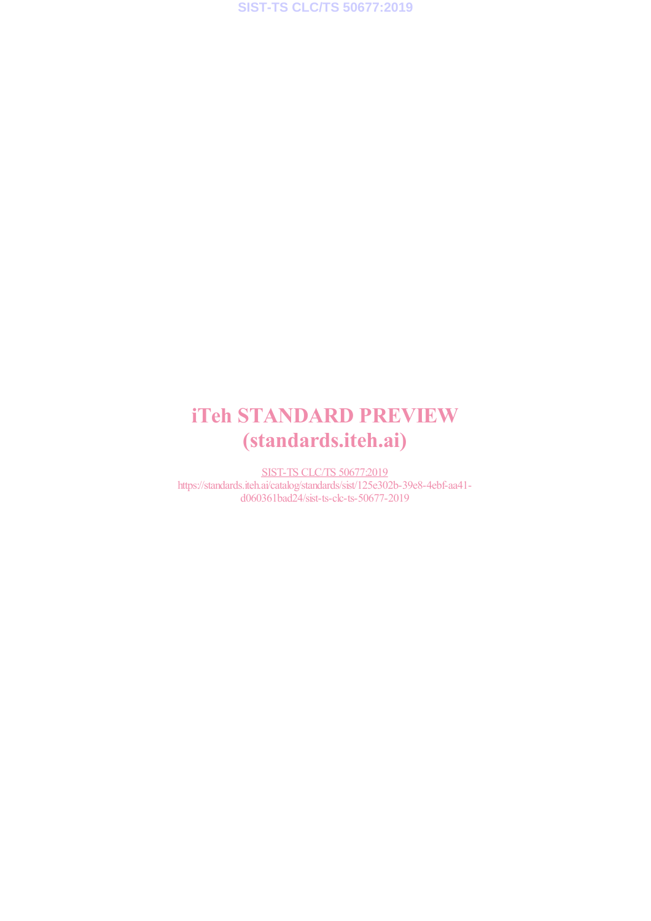# iTeh STANDARD PREVIEW
# (standards.iteh.ai)

SIST-TS CLC/TS 50677:2019
https://standards.iteh.ai/catalog/standards/sist/125e302b-39e8-4ebf-aa41-d060361bad24/sist-ts-clc-ts-50677-2019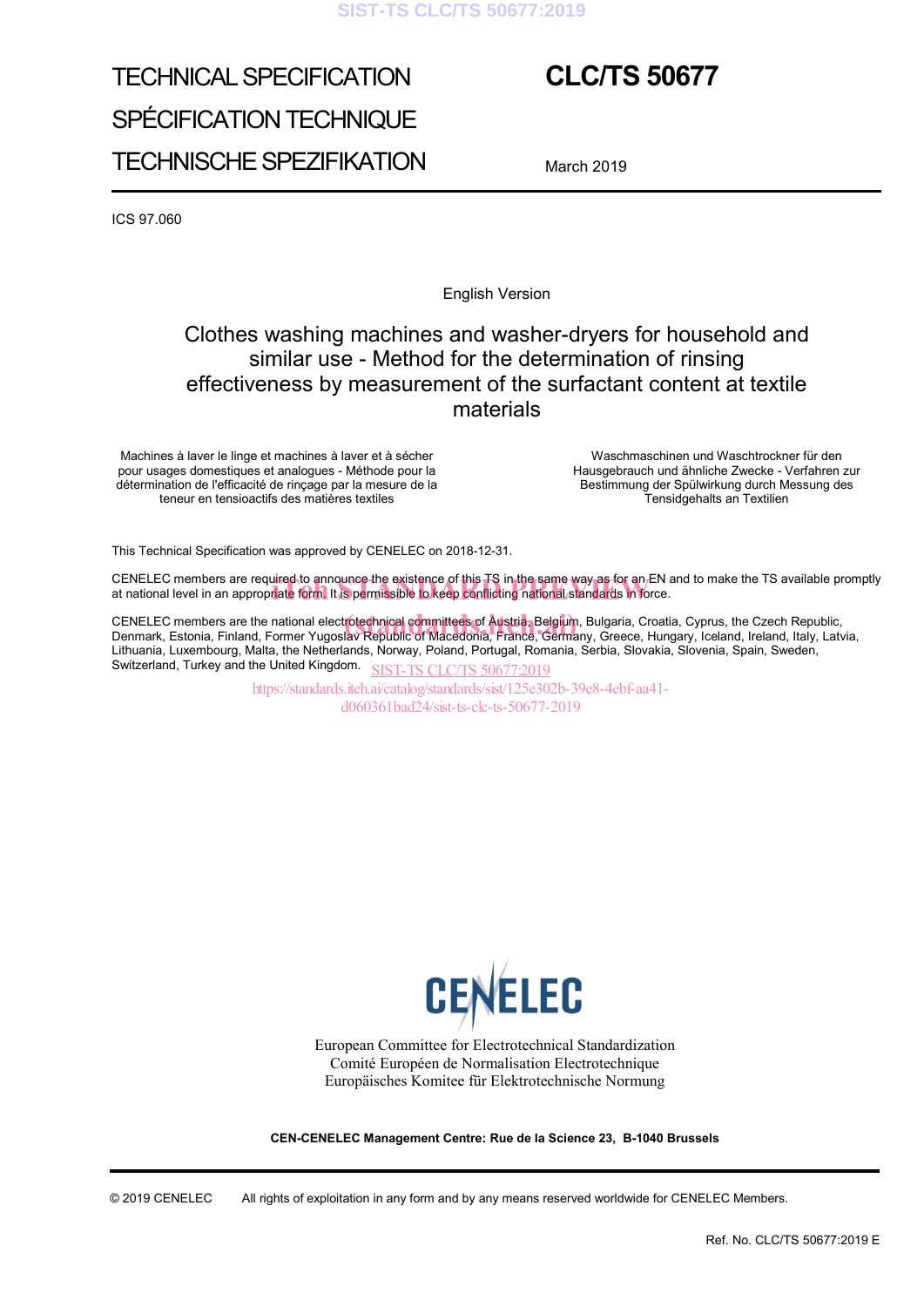TECHNICAL SPECIFICATION

SPÉCIFICATION TECHNIQUE

TECHNISCHE SPEZIFIKATION

**CLC/TS 50677**

March 2019

ICS 97.060

English Version

# Clothes washing machines and washer-dryers for household and similar use - Method for the determination of rinsing effectiveness by measurement of the surfactant content at textile materials

Machines à laver le linge et machines à laver et à sécher pour usages domestiques et analogues - Méthode pour la détermination de l'efficacité de rinçage par la mesure de la teneur en tensioactifs des matières textiles

Waschmaschinen und Waschtrockner für den Hausgebrauch und ähnliche Zwecke - Verfahren zur Bestimmung der Spülwirkung durch Messung des Tensidgehalts an Textilien

This Technical Specification was approved by CENELEC on 2018-12-31.

CENELEC members are required to announce the existence of this TS in the same way as for an EN and to make the TS available promptly at national level in an appropriate form. It is permissible to keep conflicting national standards in force.

CENELEC members are the national electrotechnical committees of Austria, Belgium, Bulgaria, Croatia, Cyprus, the Czech Republic, Denmark, Estonia, Finland, Former Yugoslav Republic of Macedonia, France, Germany, Greece, Hungary, Iceland, Ireland, Italy, Latvia, Lithuania, Luxembourg, Malta, the Netherlands, Norway, Poland, Portugal, Romania, Serbia, Slovakia, Slovenia, Spain, Sweden, Switzerland, Turkey and the United Kingdom.

CENELEC

European Committee for Electrotechnical Standardization
Comité Européen de Normalisation Electrotechnique
Europäisches Komitee für Elektrotechnische Normung

**CEN-CENELEC Management Centre: Rue de la Science 23, B-1040 Brussels**

© 2019 CENELEC All rights of exploitation in any form and by any means reserved worldwide for CENELEC Members.

Ref. No. CLC/TS 50677:2019 E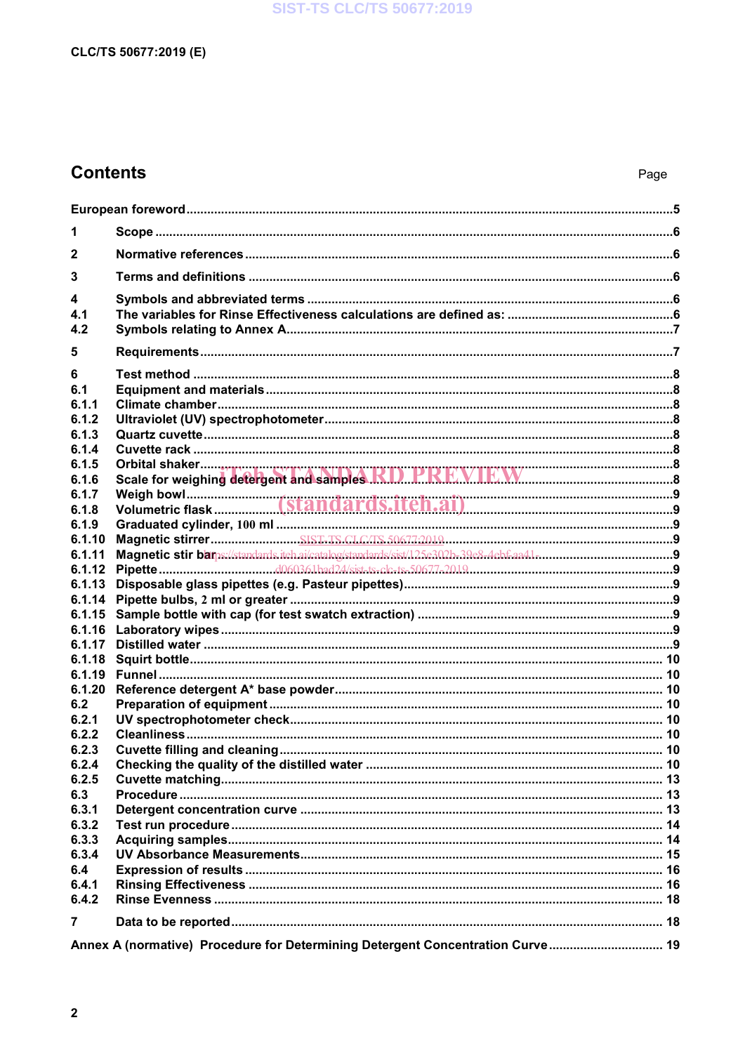## Contents

Page

European foreword ..... 5

1 Scope ..... 6

2 Normative references ..... 6

3 Terms and definitions ..... 6

4 Symbols and abbreviated terms ..... 6
4.1 The variables for Rinse Effectiveness calculations are defined as: ..... 6
4.2 Symbols relating to Annex A ..... 7

5 Requirements ..... 7

6 Test method ..... 8
6.1 Equipment and materials ..... 8
6.1.1 Climate chamber ..... 8
6.1.2 Ultraviolet (UV) spectrophotometer ..... 8
6.1.3 Quartz cuvette ..... 8
6.1.4 Cuvette rack ..... 8
6.1.5 Orbital shaker ..... 8
6.1.6 Scale for weighing detergent and samples ..... 8
6.1.7 Weigh bowl ..... 9
6.1.8 Volumetric flask ..... 9
6.1.9 Graduated cylinder, 100 ml ..... 9
6.1.10 Magnetic stirrer ..... 9
6.1.11 Magnetic stir bar ..... 9
6.1.12 Pipette ..... 9
6.1.13 Disposable glass pipettes (e.g. Pasteur pipettes) ..... 9
6.1.14 Pipette bulbs, 2 ml or greater ..... 9
6.1.15 Sample bottle with cap (for test swatch extraction) ..... 9
6.1.16 Laboratory wipes ..... 9
6.1.17 Distilled water ..... 9
6.1.18 Squirt bottle ..... 10
6.1.19 Funnel ..... 10
6.1.20 Reference detergent A* base powder ..... 10
6.2 Preparation of equipment ..... 10
6.2.1 UV spectrophotometer check ..... 10
6.2.2 Cleanliness ..... 10
6.2.3 Cuvette filling and cleaning ..... 10
6.2.4 Checking the quality of the distilled water ..... 10
6.2.5 Cuvette matching ..... 13
6.3 Procedure ..... 13
6.3.1 Detergent concentration curve ..... 13
6.3.2 Test run procedure ..... 14
6.3.3 Acquiring samples ..... 14
6.3.4 UV Absorbance Measurements ..... 15
6.4 Expression of results ..... 16
6.4.1 Rinsing Effectiveness ..... 16
6.4.2 Rinse Evenness ..... 18

7 Data to be reported ..... 18

Annex A (normative) Procedure for Determining Detergent Concentration Curve ..... 19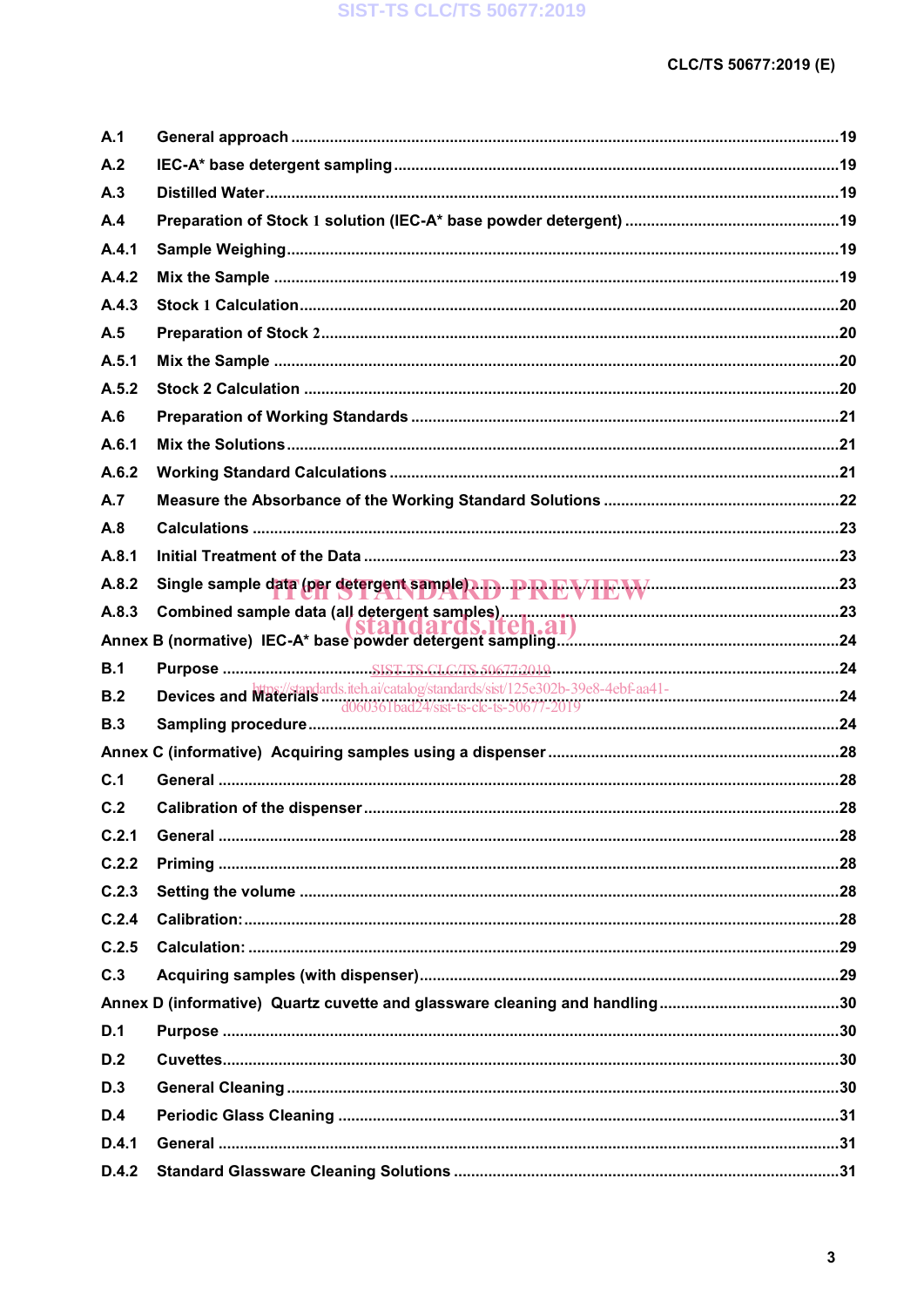| | | |
|---|---|---|
| A.1 | General approach | 19 |
| A.2 | IEC-A* base detergent sampling | 19 |
| A.3 | Distilled Water | 19 |
| A.4 | Preparation of Stock 1 solution (IEC-A* base powder detergent) | 19 |
| A.4.1 | Sample Weighing | 19 |
| A.4.2 | Mix the Sample | 19 |
| A.4.3 | Stock 1 Calculation | 20 |
| A.5 | Preparation of Stock 2 | 20 |
| A.5.1 | Mix the Sample | 20 |
| A.5.2 | Stock 2 Calculation | 20 |
| A.6 | Preparation of Working Standards | 21 |
| A.6.1 | Mix the Solutions | 21 |
| A.6.2 | Working Standard Calculations | 21 |
| A.7 | Measure the Absorbance of the Working Standard Solutions | 22 |
| A.8 | Calculations | 23 |
| A.8.1 | Initial Treatment of the Data | 23 |
| A.8.2 | Single sample data (per detergent sample) | 23 |
| A.8.3 | Combined sample data (all detergent samples) | 23 |
| Annex B (normative) | IEC-A* base powder detergent sampling | 24 |
| B.1 | Purpose | 24 |
| B.2 | Devices and Materials | 24 |
| B.3 | Sampling procedure | 24 |
| Annex C (informative) | Acquiring samples using a dispenser | 28 |
| C.1 | General | 28 |
| C.2 | Calibration of the dispenser | 28 |
| C.2.1 | General | 28 |
| C.2.2 | Priming | 28 |
| C.2.3 | Setting the volume | 28 |
| C.2.4 | Calibration: | 28 |
| C.2.5 | Calculation: | 29 |
| C.3 | Acquiring samples (with dispenser) | 29 |
| Annex D (informative) | Quartz cuvette and glassware cleaning and handling | 30 |
| D.1 | Purpose | 30 |
| D.2 | Cuvettes | 30 |
| D.3 | General Cleaning | 30 |
| D.4 | Periodic Glass Cleaning | 31 |
| D.4.1 | General | 31 |
| D.4.2 | Standard Glassware Cleaning Solutions | 31 |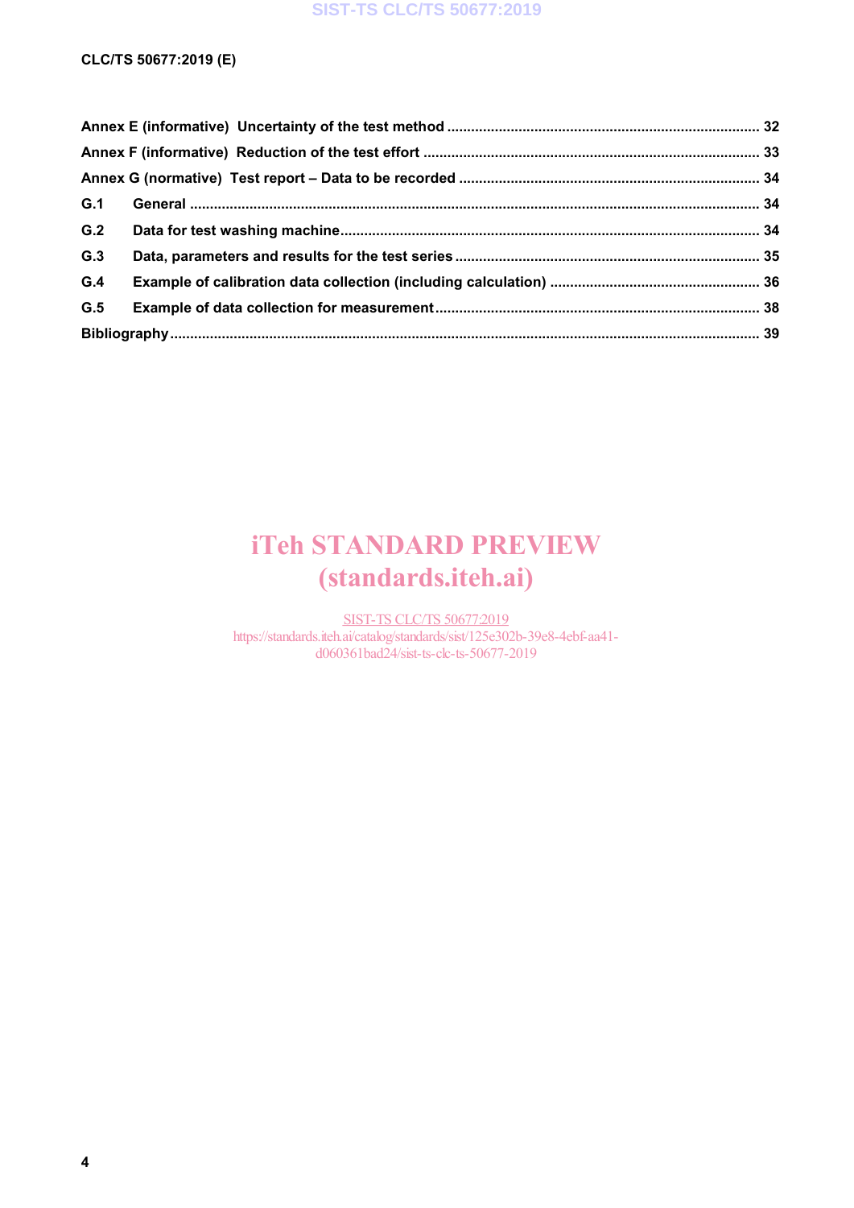Annex E (informative) Uncertainty of the test method ............................................................................ 32

Annex F (informative) Reduction of the test effort .................................................................................. 33

Annex G (normative) Test report – Data to be recorded ......................................................................... 34

G.1 General ........................................................................................................................................... 34

G.2 Data for test washing machine ...................................................................................................... 34

G.3 Data, parameters and results for the test series .......................................................................... 35

G.4 Example of calibration data collection (including calculation) .................................................... 36

G.5 Example of data collection for measurement ............................................................................... 38

Bibliography ................................................................................................................................................ 39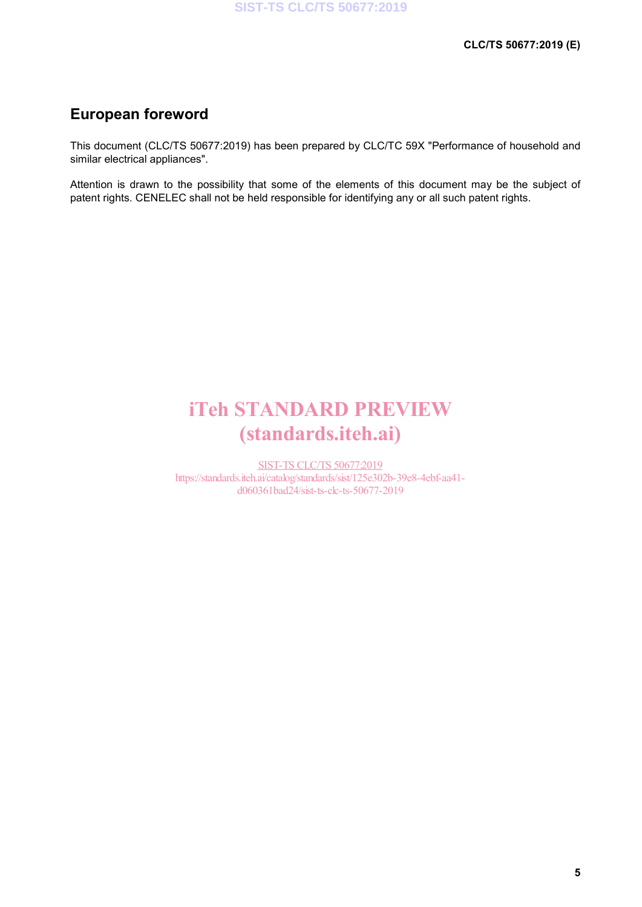## European foreword

This document (CLC/TS 50677:2019) has been prepared by CLC/TC 59X "Performance of household and similar electrical appliances".

Attention is drawn to the possibility that some of the elements of this document may be the subject of patent rights. CENELEC shall not be held responsible for identifying any or all such patent rights.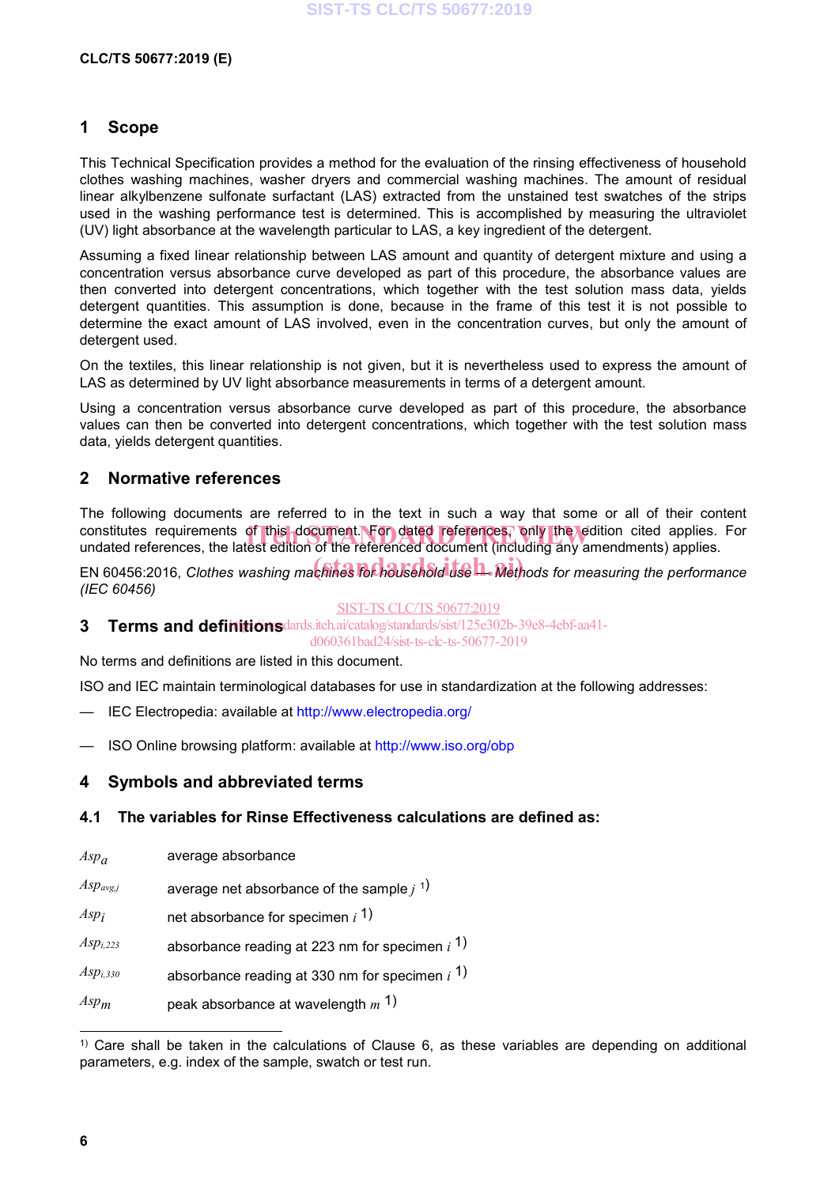## 1 Scope

This Technical Specification provides a method for the evaluation of the rinsing effectiveness of household clothes washing machines, washer dryers and commercial washing machines. The amount of residual linear alkylbenzene sulfonate surfactant (LAS) extracted from the unstained test swatches of the strips used in the washing performance test is determined. This is accomplished by measuring the ultraviolet (UV) light absorbance at the wavelength particular to LAS, a key ingredient of the detergent.

Assuming a fixed linear relationship between LAS amount and quantity of detergent mixture and using a concentration versus absorbance curve developed as part of this procedure, the absorbance values are then converted into detergent concentrations, which together with the test solution mass data, yields detergent quantities. This assumption is done, because in the frame of this test it is not possible to determine the exact amount of LAS involved, even in the concentration curves, but only the amount of detergent used.

On the textiles, this linear relationship is not given, but it is nevertheless used to express the amount of LAS as determined by UV light absorbance measurements in terms of a detergent amount.

Using a concentration versus absorbance curve developed as part of this procedure, the absorbance values can then be converted into detergent concentrations, which together with the test solution mass data, yields detergent quantities.

## 2 Normative references

The following documents are referred to in the text in such a way that some or all of their content constitutes requirements of this document. For dated references, only the edition cited applies. For undated references, the latest edition of the referenced document (including any amendments) applies.

EN 60456:2016, *Clothes washing machines for household use — Methods for measuring the performance (IEC 60456)*

## 3 Terms and definitions

No terms and definitions are listed in this document.

ISO and IEC maintain terminological databases for use in standardization at the following addresses:

— IEC Electropedia: available at http://www.electropedia.org/

— ISO Online browsing platform: available at http://www.iso.org/obp

## 4 Symbols and abbreviated terms

### 4.1 The variables for Rinse Effectiveness calculations are defined as:

$Asp_a$ average absorbance

$Asp_{avg,j}$ average net absorbance of the sample $j$ [1)]

$Asp_i$ net absorbance for specimen $i$ [1)]

$Asp_{i,223}$ absorbance reading at 223 nm for specimen $i$ [1)]

$Asp_{i,330}$ absorbance reading at 330 nm for specimen $i$ [1)]

$Asp_m$ peak absorbance at wavelength $m$ [1)]

---

1) Care shall be taken in the calculations of Clause 6, as these variables are depending on additional parameters, e.g. index of the sample, swatch or test run.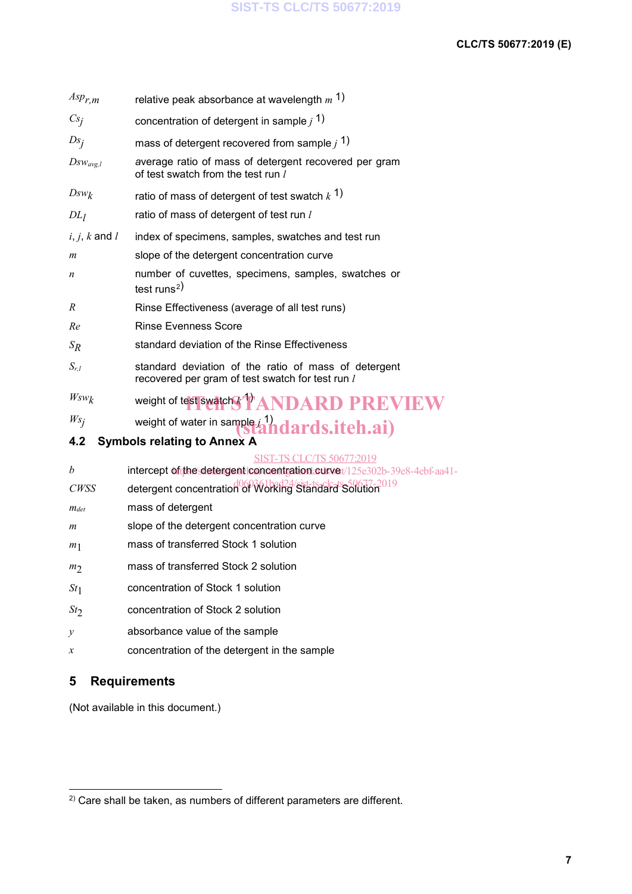| | |
|---|---|
| $Asp_{r,m}$ | relative peak absorbance at wavelength $m$ [1)] |
| $Cs_j$ | concentration of detergent in sample $j$ [1)] |
| $Ds_j$ | mass of detergent recovered from sample $j$ [1)] |
| $Dsw_{avg,l}$ | average ratio of mass of detergent recovered per gram of test swatch from the test run $l$ |
| $Dsw_k$ | ratio of mass of detergent of test swatch $k$ [1)] |
| $DL_l$ | ratio of mass of detergent of test run $l$ |
| $i$, $j$, $k$ and $l$ | index of specimens, samples, swatches and test run |
| $m$ | slope of the detergent concentration curve |
| $n$ | number of cuvettes, specimens, samples, swatches or test runs[2)] |
| $R$ | Rinse Effectiveness (average of all test runs) |
| $Re$ | Rinse Evenness Score |
| $S_R$ | standard deviation of the Rinse Effectiveness |
| $S_{r,l}$ | standard deviation of the ratio of mass of detergent recovered per gram of test swatch for test run $l$ |
| $Wsw_k$ | weight of test swatch $k$ [1)] |
| $Ws_j$ | weight of water in sample $j$ [1)] |

### 4.2 Symbols relating to Annex A

| | |
|---|---|
| $b$ | intercept of the detergent concentration curve |
| $CWSS$ | detergent concentration of Working Standard Solution |
| $m_{det}$ | mass of detergent |
| $m$ | slope of the detergent concentration curve |
| $m_1$ | mass of transferred Stock 1 solution |
| $m_2$ | mass of transferred Stock 2 solution |
| $St_1$ | concentration of Stock 1 solution |
| $St_2$ | concentration of Stock 2 solution |
| $y$ | absorbance value of the sample |
| $x$ | concentration of the detergent in the sample |

## 5 Requirements

(Not available in this document.)

---

[2)] Care shall be taken, as numbers of different parameters are different.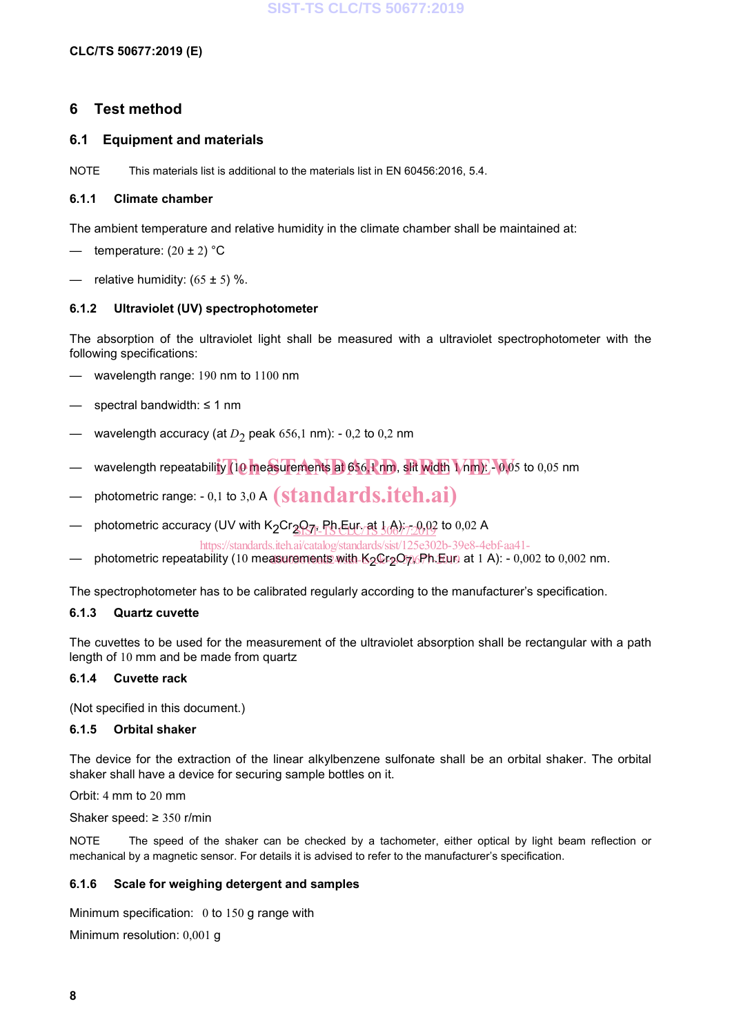## 6 Test method

### 6.1 Equipment and materials

NOTE This materials list is additional to the materials list in EN 60456:2016, 5.4.

#### 6.1.1 Climate chamber

The ambient temperature and relative humidity in the climate chamber shall be maintained at:

- temperature: (20 ± 2) °C
- relative humidity: (65 ± 5) %.

#### 6.1.2 Ultraviolet (UV) spectrophotometer

The absorption of the ultraviolet light shall be measured with a ultraviolet spectrophotometer with the following specifications:

- wavelength range: 190 nm to 1100 nm
- spectral bandwidth: ≤ 1 nm
- wavelength accuracy (at $D_2$ peak 656,1 nm): - 0,2 to 0,2 nm
- wavelength repeatability (10 measurements at 656,1 nm, slit width 1 nm): - 0,05 to 0,05 nm
- photometric range: - 0,1 to 3,0 A
- photometric accuracy (UV with $K_2Cr_2O_7$, Ph.Eur. at 1 A): - 0,02 to 0,02 A
- photometric repeatability (10 measurements with $K_2Cr_2O_7$, Ph.Eur. at 1 A): - 0,002 to 0,002 nm.

The spectrophotometer has to be calibrated regularly according to the manufacturer's specification.

#### 6.1.3 Quartz cuvette

The cuvettes to be used for the measurement of the ultraviolet absorption shall be rectangular with a path length of 10 mm and be made from quartz

#### 6.1.4 Cuvette rack

(Not specified in this document.)

#### 6.1.5 Orbital shaker

The device for the extraction of the linear alkylbenzene sulfonate shall be an orbital shaker. The orbital shaker shall have a device for securing sample bottles on it.

Orbit: 4 mm to 20 mm

Shaker speed: ≥ 350 r/min

NOTE The speed of the shaker can be checked by a tachometer, either optical by light beam reflection or mechanical by a magnetic sensor. For details it is advised to refer to the manufacturer's specification.

#### 6.1.6 Scale for weighing detergent and samples

Minimum specification: 0 to 150 g range with

Minimum resolution: 0,001 g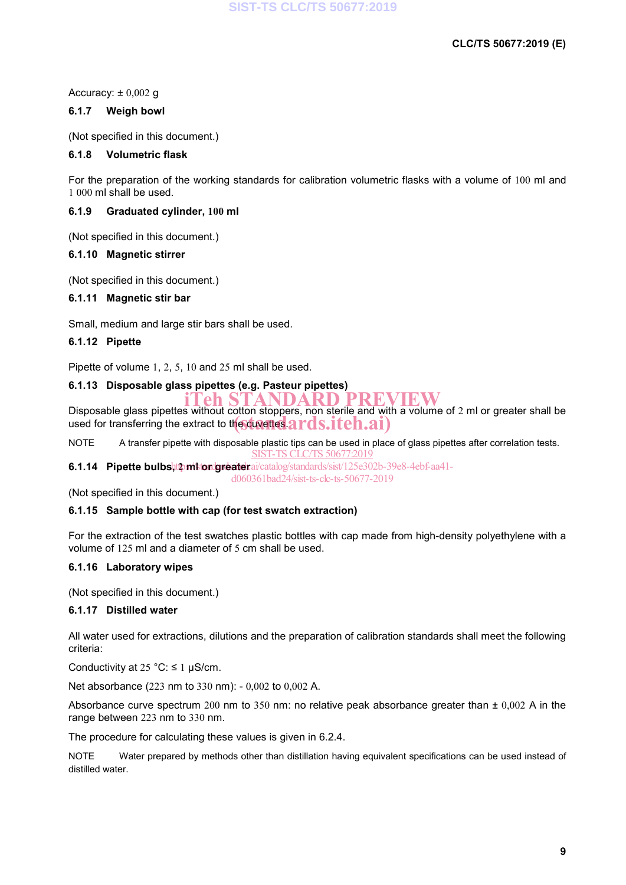Accuracy: ± 0,002 g

### 6.1.7 Weigh bowl

(Not specified in this document.)

### 6.1.8 Volumetric flask

For the preparation of the working standards for calibration volumetric flasks with a volume of 100 ml and 1 000 ml shall be used.

### 6.1.9 Graduated cylinder, 100 ml

(Not specified in this document.)

### 6.1.10 Magnetic stirrer

(Not specified in this document.)

### 6.1.11 Magnetic stir bar

Small, medium and large stir bars shall be used.

### 6.1.12 Pipette

Pipette of volume 1, 2, 5, 10 and 25 ml shall be used.

### 6.1.13 Disposable glass pipettes (e.g. Pasteur pipettes)

Disposable glass pipettes without cotton stoppers, non sterile and with a volume of 2 ml or greater shall be used for transferring the extract to the cuvettes.

NOTE A transfer pipette with disposable plastic tips can be used in place of glass pipettes after correlation tests.

### 6.1.14 Pipette bulbs, 2 ml or greater

(Not specified in this document.)

### 6.1.15 Sample bottle with cap (for test swatch extraction)

For the extraction of the test swatches plastic bottles with cap made from high-density polyethylene with a volume of 125 ml and a diameter of 5 cm shall be used.

### 6.1.16 Laboratory wipes

(Not specified in this document.)

### 6.1.17 Distilled water

All water used for extractions, dilutions and the preparation of calibration standards shall meet the following criteria:

Conductivity at 25 °C: ≤ 1 µS/cm.

Net absorbance (223 nm to 330 nm): - 0,002 to 0,002 A.

Absorbance curve spectrum 200 nm to 350 nm: no relative peak absorbance greater than ± 0,002 A in the range between 223 nm to 330 nm.

The procedure for calculating these values is given in 6.2.4.

NOTE Water prepared by methods other than distillation having equivalent specifications can be used instead of distilled water.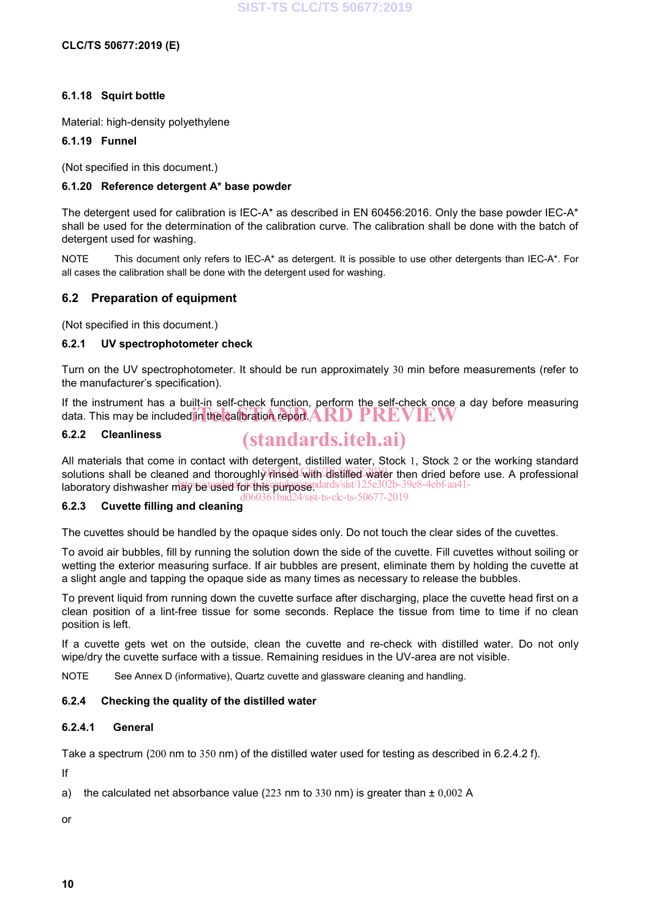#### 6.1.18 Squirt bottle

Material: high-density polyethylene

#### 6.1.19 Funnel

(Not specified in this document.)

#### 6.1.20 Reference detergent A* base powder

The detergent used for calibration is IEC-A* as described in EN 60456:2016. Only the base powder IEC-A* shall be used for the determination of the calibration curve. The calibration shall be done with the batch of detergent used for washing.

NOTE This document only refers to IEC-A* as detergent. It is possible to use other detergents than IEC-A*. For all cases the calibration shall be done with the detergent used for washing.

### 6.2 Preparation of equipment

(Not specified in this document.)

#### 6.2.1 UV spectrophotometer check

Turn on the UV spectrophotometer. It should be run approximately 30 min before measurements (refer to the manufacturer's specification).

If the instrument has a built-in self-check function, perform the self-check once a day before measuring data. This may be included in the calibration report.

#### 6.2.2 Cleanliness

All materials that come in contact with detergent, distilled water, Stock 1, Stock 2 or the working standard solutions shall be cleaned and thoroughly rinsed with distilled water then dried before use. A professional laboratory dishwasher may be used for this purpose.

#### 6.2.3 Cuvette filling and cleaning

The cuvettes should be handled by the opaque sides only. Do not touch the clear sides of the cuvettes.

To avoid air bubbles, fill by running the solution down the side of the cuvette. Fill cuvettes without soiling or wetting the exterior measuring surface. If air bubbles are present, eliminate them by holding the cuvette at a slight angle and tapping the opaque side as many times as necessary to release the bubbles.

To prevent liquid from running down the cuvette surface after discharging, place the cuvette head first on a clean position of a lint-free tissue for some seconds. Replace the tissue from time to time if no clean position is left.

If a cuvette gets wet on the outside, clean the cuvette and re-check with distilled water. Do not only wipe/dry the cuvette surface with a tissue. Remaining residues in the UV-area are not visible.

NOTE See Annex D (informative), Quartz cuvette and glassware cleaning and handling.

#### 6.2.4 Checking the quality of the distilled water

##### 6.2.4.1 General

Take a spectrum (200 nm to 350 nm) of the distilled water used for testing as described in 6.2.4.2 f).

If

a) the calculated net absorbance value (223 nm to 330 nm) is greater than ± 0,002 A

or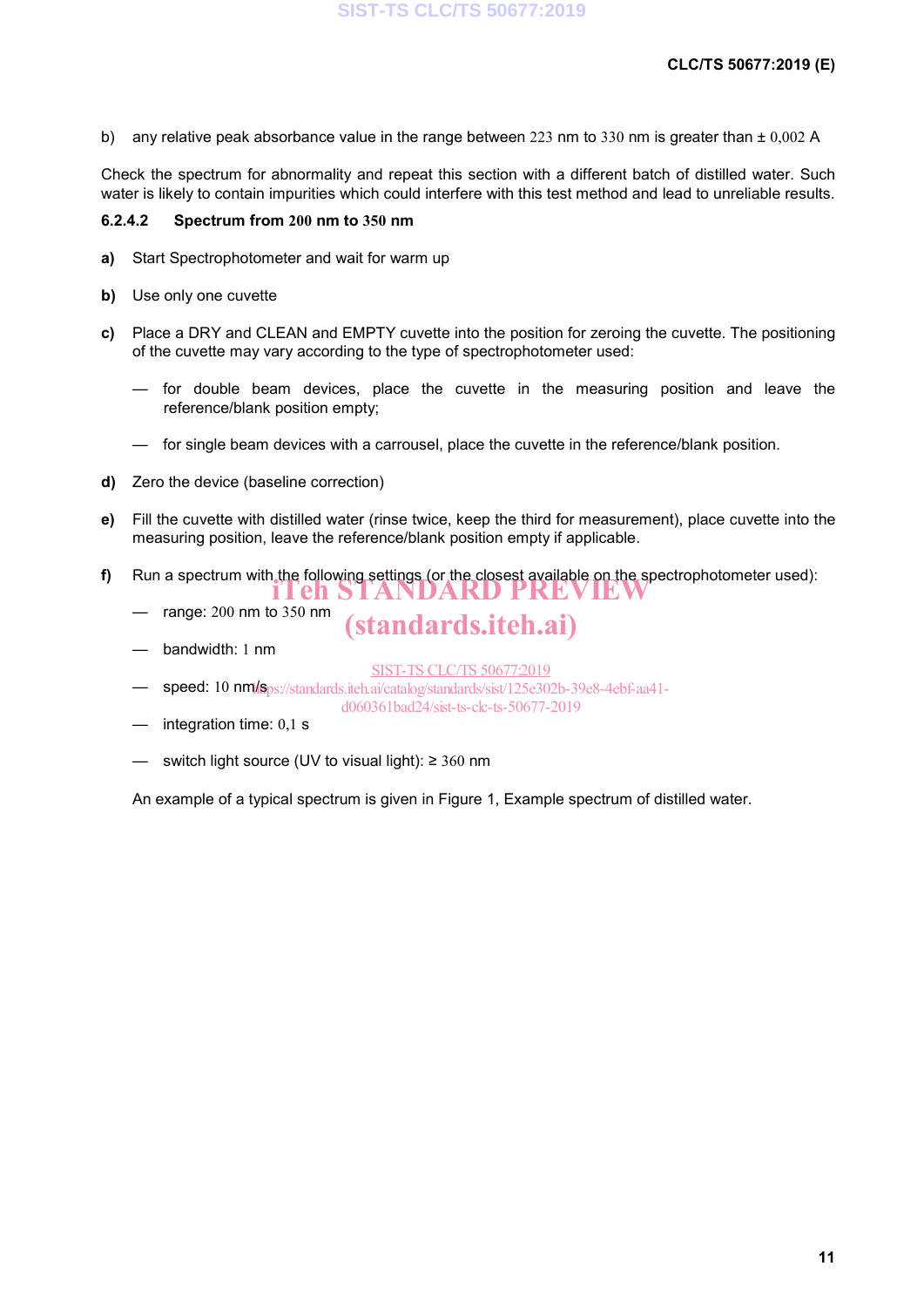b) any relative peak absorbance value in the range between 223 nm to 330 nm is greater than ± 0,002 A

Check the spectrum for abnormality and repeat this section with a different batch of distilled water. Such water is likely to contain impurities which could interfere with this test method and lead to unreliable results.

#### 6.2.4.2 Spectrum from 200 nm to 350 nm

**a)** Start Spectrophotometer and wait for warm up

**b)** Use only one cuvette

**c)** Place a DRY and CLEAN and EMPTY cuvette into the position for zeroing the cuvette. The positioning of the cuvette may vary according to the type of spectrophotometer used:

— for double beam devices, place the cuvette in the measuring position and leave the reference/blank position empty;

— for single beam devices with a carrousel, place the cuvette in the reference/blank position.

**d)** Zero the device (baseline correction)

**e)** Fill the cuvette with distilled water (rinse twice, keep the third for measurement), place cuvette into the measuring position, leave the reference/blank position empty if applicable.

**f)** Run a spectrum with the following settings (or the closest available on the spectrophotometer used):

— range: 200 nm to 350 nm

— bandwidth: 1 nm

— speed: 10 nm/s

— integration time: 0,1 s

— switch light source (UV to visual light): ≥ 360 nm

An example of a typical spectrum is given in Figure 1, Example spectrum of distilled water.